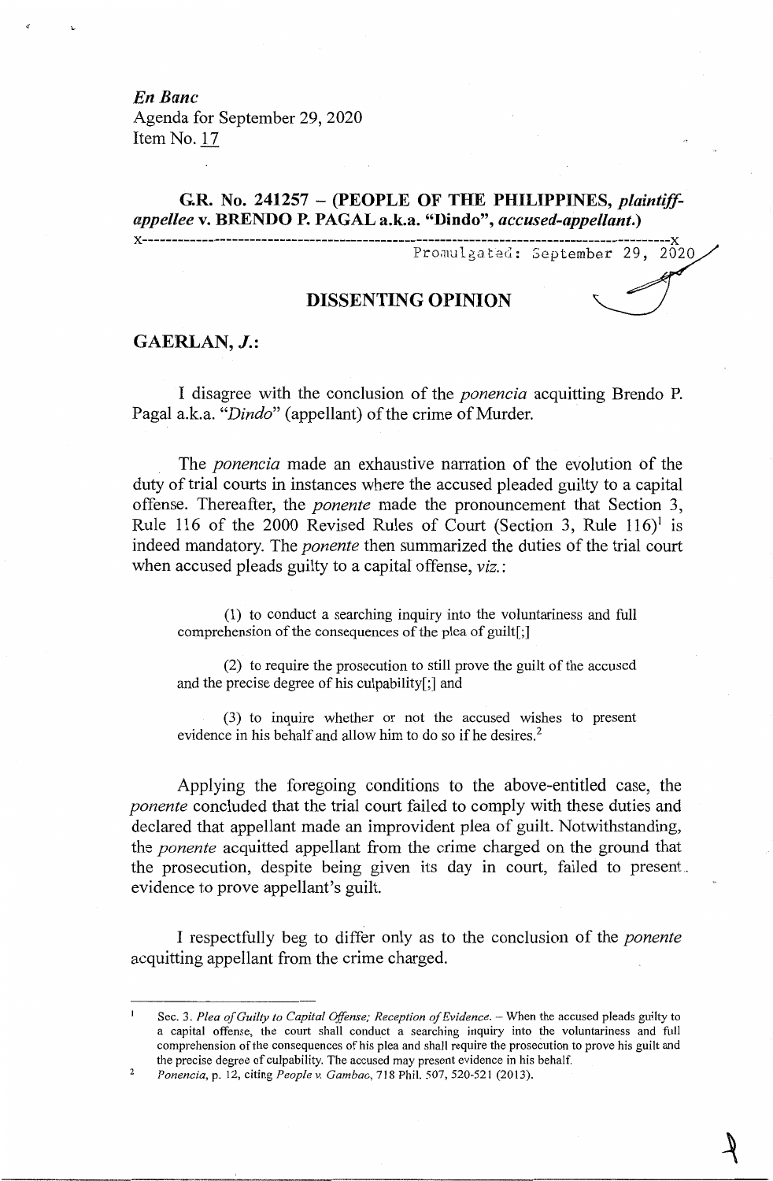*En Banc*
Agenda for September 29, 2020
Item No. 17

**G.R. No. 241257 – (PEOPLE OF THE PHILIPPINES, *plaintiff-appellee* v. BRENDO P. PAGAL a.k.a. "Dindo", *accused-appellant*.)**

x-----------------------------------------------------------------------------------------x

Promulgated: September 29, 2020

## DISSENTING OPINION

**GAERLAN, *J.*:**

I disagree with the conclusion of the *ponencia* acquitting Brendo P. Pagal a.k.a. "*Dindo*" (appellant) of the crime of Murder.

The *ponencia* made an exhaustive narration of the evolution of the duty of trial courts in instances where the accused pleaded guilty to a capital offense. Thereafter, the *ponente* made the pronouncement that Section 3, Rule 116 of the 2000 Revised Rules of Court (Section 3, Rule 116)[1] is indeed mandatory. The *ponente* then summarized the duties of the trial court when accused pleads guilty to a capital offense, *viz.*:

> (1) to conduct a searching inquiry into the voluntariness and full comprehension of the consequences of the plea of guilt[;]
>
> (2) to require the prosecution to still prove the guilt of the accused and the precise degree of his culpability[;] and
>
> (3) to inquire whether or not the accused wishes to present evidence in his behalf and allow him to do so if he desires.[2]

Applying the foregoing conditions to the above-entitled case, the *ponente* concluded that the trial court failed to comply with these duties and declared that appellant made an improvident plea of guilt. Notwithstanding, the *ponente* acquitted appellant from the crime charged on the ground that the prosecution, despite being given its day in court, failed to present evidence to prove appellant's guilt.

I respectfully beg to differ only as to the conclusion of the *ponente* acquitting appellant from the crime charged.

---

[1] Sec. 3. *Plea of Guilty to Capital Offense; Reception of Evidence.* – When the accused pleads guilty to a capital offense, the court shall conduct a searching inquiry into the voluntariness and full comprehension of the consequences of his plea and shall require the prosecution to prove his guilt and the precise degree of culpability. The accused may present evidence in his behalf.

[2] *Ponencia*, p. 12, citing *People v. Gambao*, 718 Phil. 507, 520-521 (2013).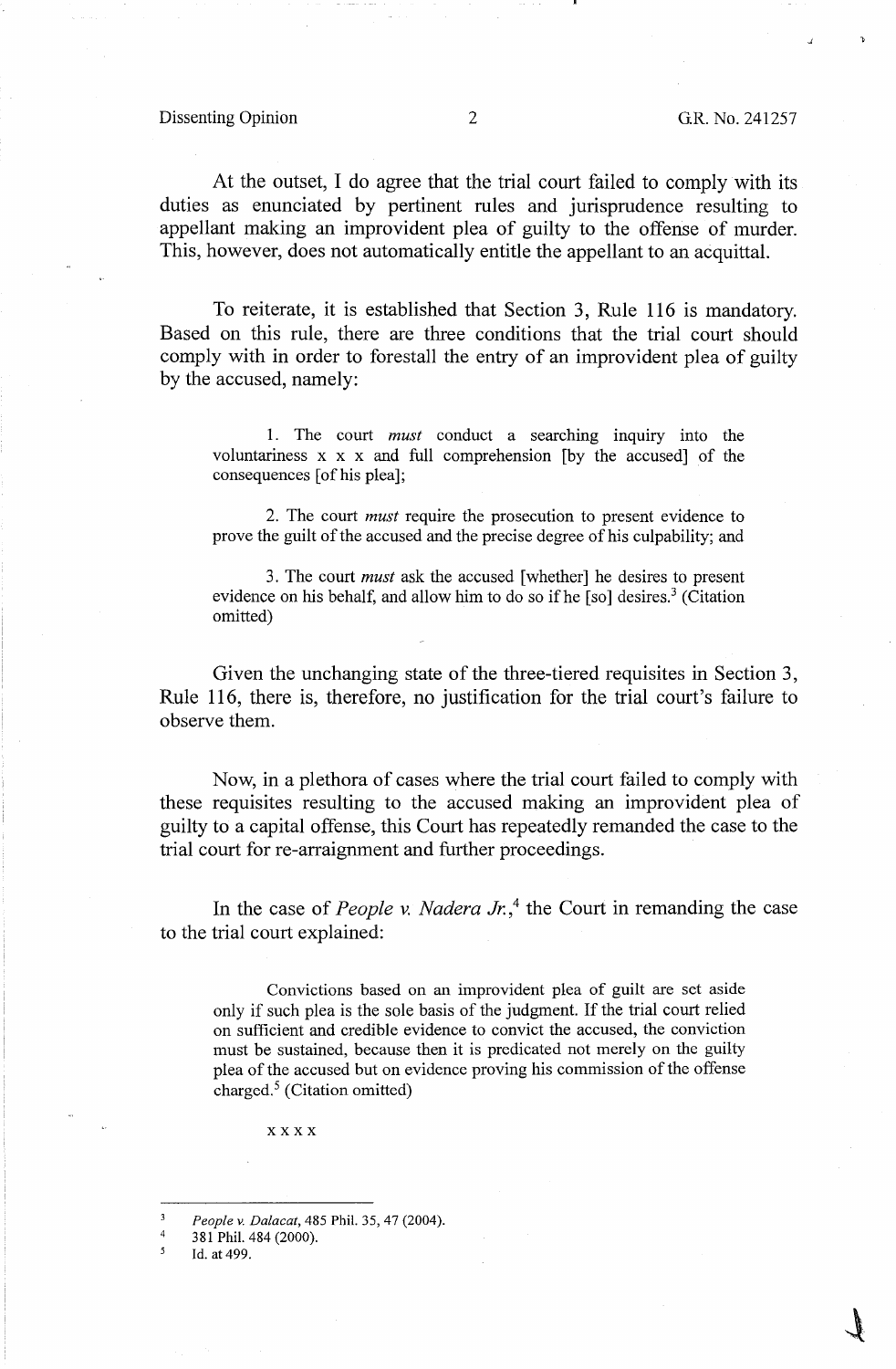At the outset, I do agree that the trial court failed to comply with its duties as enunciated by pertinent rules and jurisprudence resulting to appellant making an improvident plea of guilty to the offense of murder. This, however, does not automatically entitle the appellant to an acquittal.

To reiterate, it is established that Section 3, Rule 116 is mandatory. Based on this rule, there are three conditions that the trial court should comply with in order to forestall the entry of an improvident plea of guilty by the accused, namely:

> 1. The court *must* conduct a searching inquiry into the voluntariness x x x and full comprehension [by the accused] of the consequences [of his plea];
>
> 2. The court *must* require the prosecution to present evidence to prove the guilt of the accused and the precise degree of his culpability; and
>
> 3. The court *must* ask the accused [whether] he desires to present evidence on his behalf, and allow him to do so if he [so] desires.[3] (Citation omitted)

Given the unchanging state of the three-tiered requisites in Section 3, Rule 116, there is, therefore, no justification for the trial court's failure to observe them.

Now, in a plethora of cases where the trial court failed to comply with these requisites resulting to the accused making an improvident plea of guilty to a capital offense, this Court has repeatedly remanded the case to the trial court for re-arraignment and further proceedings.

In the case of *People v. Nadera Jr.*,[4] the Court in remanding the case to the trial court explained:

> Convictions based on an improvident plea of guilt are set aside only if such plea is the sole basis of the judgment. If the trial court relied on sufficient and credible evidence to convict the accused, the conviction must be sustained, because then it is predicated not merely on the guilty plea of the accused but on evidence proving his commission of the offense charged.[5] (Citation omitted)
>
> x x x x

---

[3] *People v. Dalacat*, 485 Phil. 35, 47 (2004).

[4] 381 Phil. 484 (2000).

[5] Id. at 499.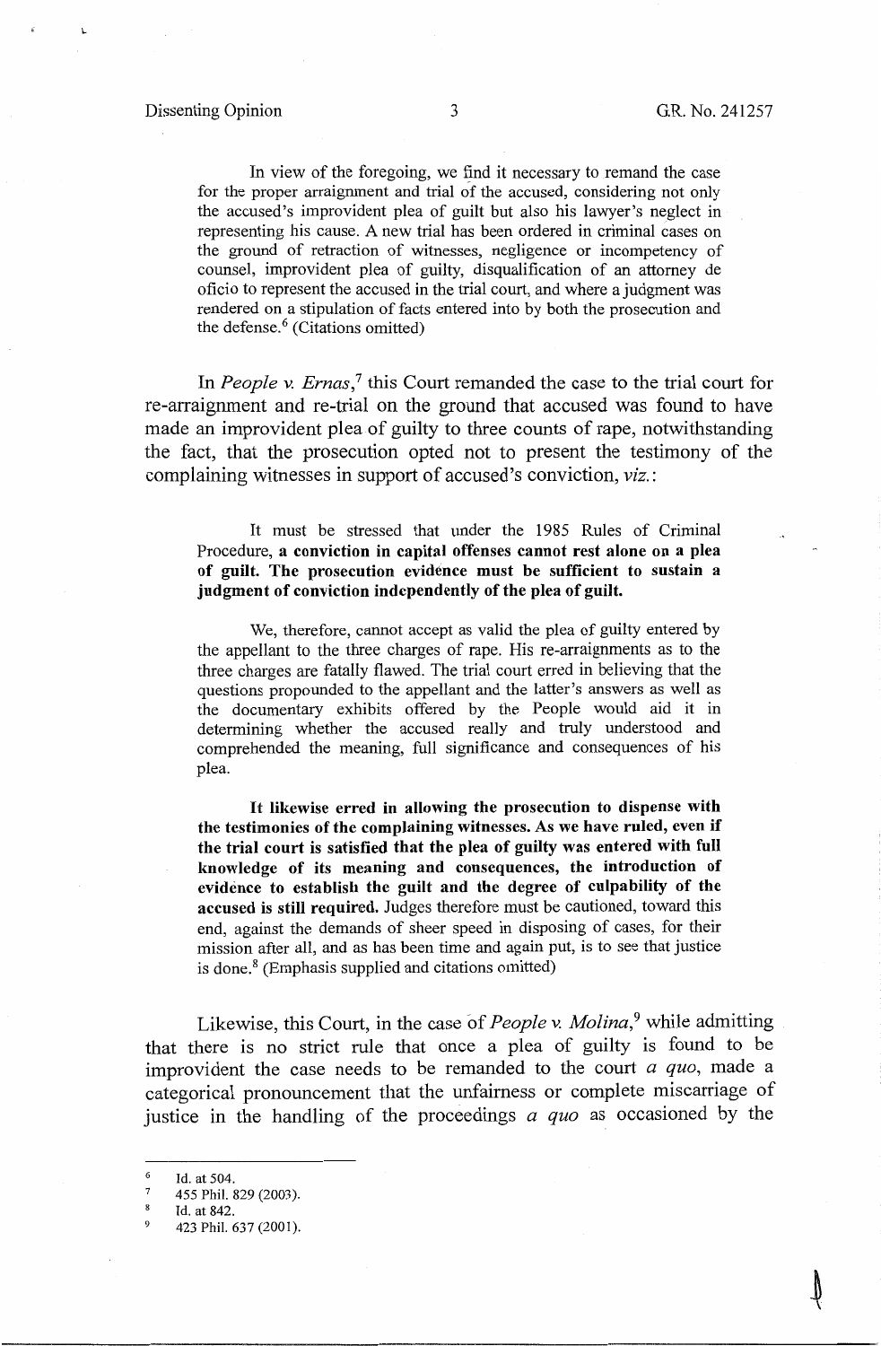In view of the foregoing, we find it necessary to remand the case for the proper arraignment and trial of the accused, considering not only the accused's improvident plea of guilt but also his lawyer's neglect in representing his cause. A new trial has been ordered in criminal cases on the ground of retraction of witnesses, negligence or incompetency of counsel, improvident plea of guilty, disqualification of an attorney de oficio to represent the accused in the trial court, and where a judgment was rendered on a stipulation of facts entered into by both the prosecution and the defense.[6] (Citations omitted)

In *People v. Ernas*,[7] this Court remanded the case to the trial court for re-arraignment and re-trial on the ground that accused was found to have made an improvident plea of guilty to three counts of rape, notwithstanding the fact, that the prosecution opted not to present the testimony of the complaining witnesses in support of accused's conviction, *viz.*:

> It must be stressed that under the 1985 Rules of Criminal Procedure, **a conviction in capital offenses cannot rest alone on a plea of guilt. The prosecution evidence must be sufficient to sustain a judgment of conviction independently of the plea of guilt.**
>
> We, therefore, cannot accept as valid the plea of guilty entered by the appellant to the three charges of rape. His re-arraignments as to the three charges are fatally flawed. The trial court erred in believing that the questions propounded to the appellant and the latter's answers as well as the documentary exhibits offered by the People would aid it in determining whether the accused really and truly understood and comprehended the meaning, full significance and consequences of his plea.
>
> **It likewise erred in allowing the prosecution to dispense with the testimonies of the complaining witnesses. As we have ruled, even if the trial court is satisfied that the plea of guilty was entered with full knowledge of its meaning and consequences, the introduction of evidence to establish the guilt and the degree of culpability of the accused is still required.** Judges therefore must be cautioned, toward this end, against the demands of sheer speed in disposing of cases, for their mission after all, and as has been time and again put, is to see that justice is done.[8] (Emphasis supplied and citations omitted)

Likewise, this Court, in the case of *People v. Molina*,[9] while admitting that there is no strict rule that once a plea of guilty is found to be improvident the case needs to be remanded to the court *a quo*, made a categorical pronouncement that the unfairness or complete miscarriage of justice in the handling of the proceedings *a quo* as occasioned by the

---

[6] Id. at 504.

[7] 455 Phil. 829 (2003).

[8] Id. at 842.

[9] 423 Phil. 637 (2001).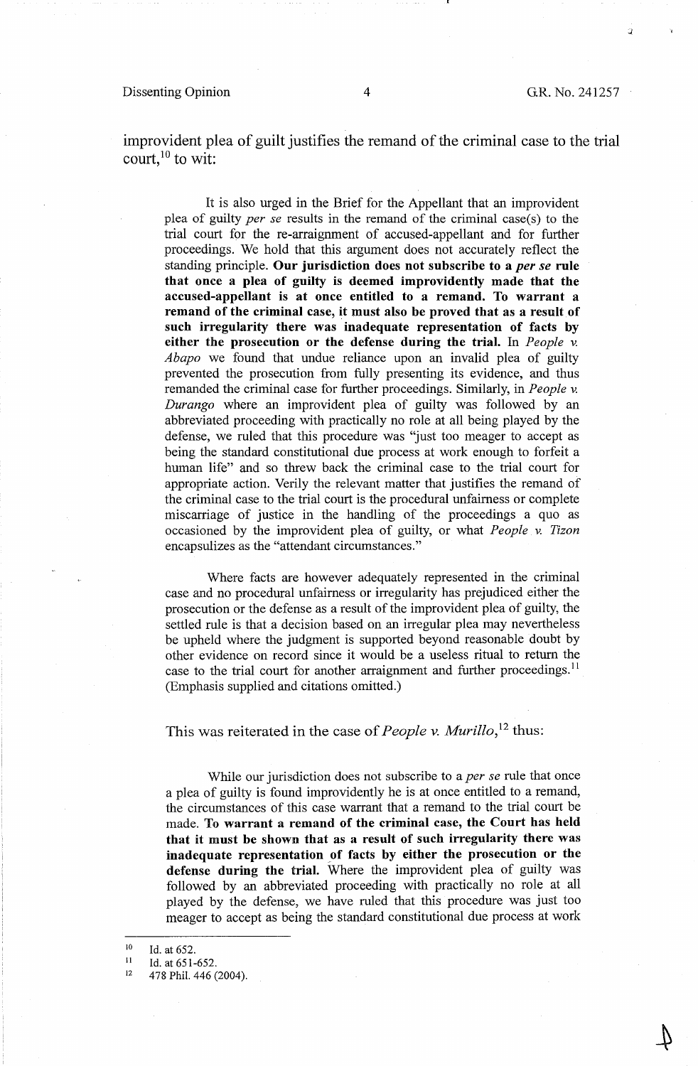improvident plea of guilt justifies the remand of the criminal case to the trial court,[10] to wit:

> It is also urged in the Brief for the Appellant that an improvident plea of guilty *per se* results in the remand of the criminal case(s) to the trial court for the re-arraignment of accused-appellant and for further proceedings. We hold that this argument does not accurately reflect the standing principle. **Our jurisdiction does not subscribe to a *per se* rule that once a plea of guilty is deemed improvidently made that the accused-appellant is at once entitled to a remand. To warrant a remand of the criminal case, it must also be proved that as a result of such irregularity there was inadequate representation of facts by either the prosecution or the defense during the trial.** In *People v. Abapo* we found that undue reliance upon an invalid plea of guilty prevented the prosecution from fully presenting its evidence, and thus remanded the criminal case for further proceedings. Similarly, in *People v. Durango* where an improvident plea of guilty was followed by an abbreviated proceeding with practically no role at all being played by the defense, we ruled that this procedure was "just too meager to accept as being the standard constitutional due process at work enough to forfeit a human life" and so threw back the criminal case to the trial court for appropriate action. Verily the relevant matter that justifies the remand of the criminal case to the trial court is the procedural unfairness or complete miscarriage of justice in the handling of the proceedings a quo as occasioned by the improvident plea of guilty, or what *People v. Tizon* encapsulizes as the "attendant circumstances."
>
> Where facts are however adequately represented in the criminal case and no procedural unfairness or irregularity has prejudiced either the prosecution or the defense as a result of the improvident plea of guilty, the settled rule is that a decision based on an irregular plea may nevertheless be upheld where the judgment is supported beyond reasonable doubt by other evidence on record since it would be a useless ritual to return the case to the trial court for another arraignment and further proceedings.[11] (Emphasis supplied and citations omitted.)

This was reiterated in the case of *People v. Murillo*,[12] thus:

> While our jurisdiction does not subscribe to a *per se* rule that once a plea of guilty is found improvidently he is at once entitled to a remand, the circumstances of this case warrant that a remand to the trial court be made. **To warrant a remand of the criminal case, the Court has held that it must be shown that as a result of such irregularity there was inadequate representation of facts by either the prosecution or the defense during the trial.** Where the improvident plea of guilty was followed by an abbreviated proceeding with practically no role at all played by the defense, we have ruled that this procedure was just too meager to accept as being the standard constitutional due process at work

---

[10] Id. at 652.

[11] Id. at 651-652.

[12] 478 Phil. 446 (2004).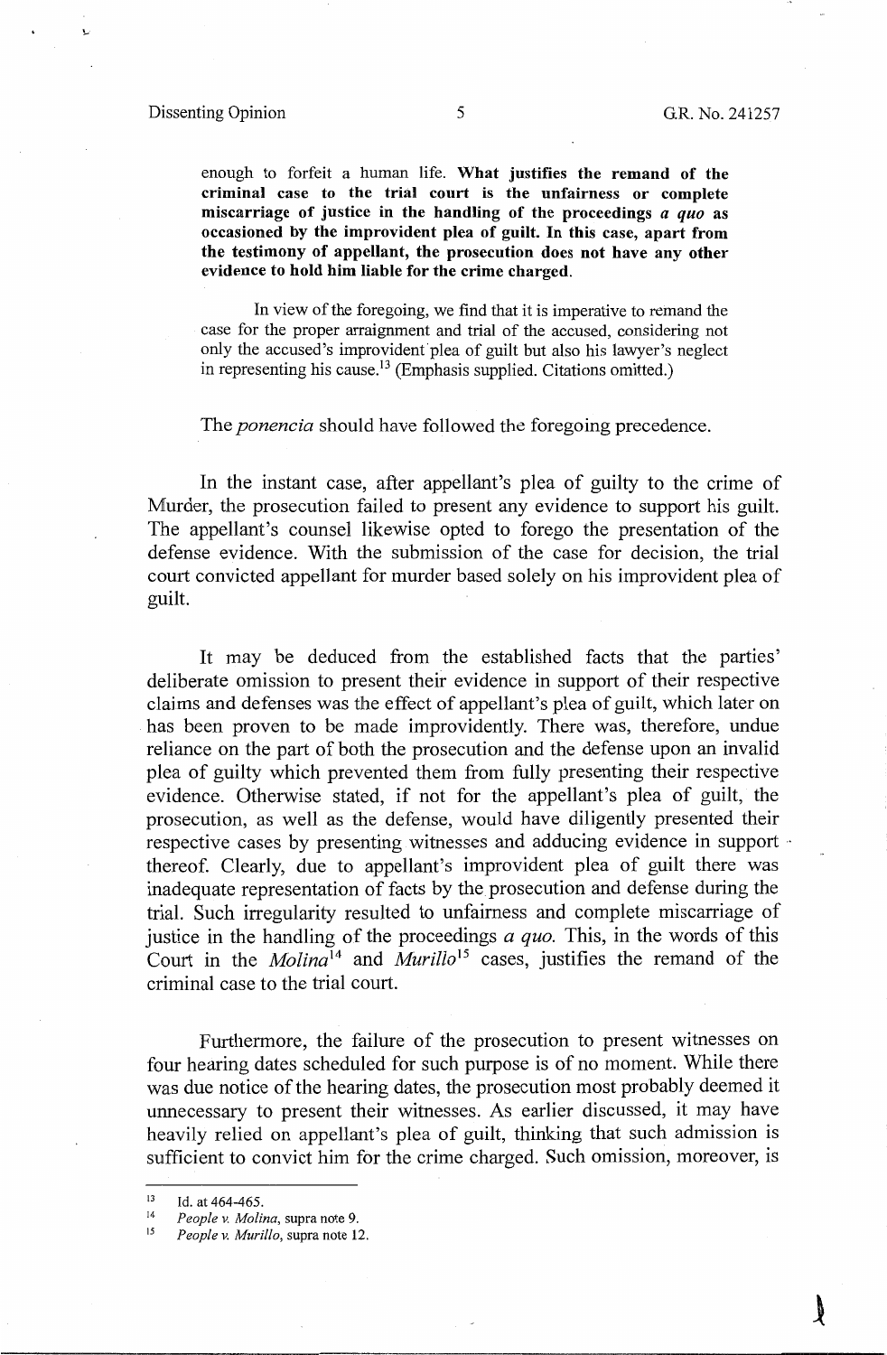> enough to forfeit a human life. **What justifies the remand of the criminal case to the trial court is the unfairness or complete miscarriage of justice in the handling of the proceedings *a quo* as occasioned by the improvident plea of guilt. In this case, apart from the testimony of appellant, the prosecution does not have any other evidence to hold him liable for the crime charged.**
>
> In view of the foregoing, we find that it is imperative to remand the case for the proper arraignment and trial of the accused, considering not only the accused's improvident plea of guilt but also his lawyer's neglect in representing his cause.[13] (Emphasis supplied. Citations omitted.)

The *ponencia* should have followed the foregoing precedence.

In the instant case, after appellant's plea of guilty to the crime of Murder, the prosecution failed to present any evidence to support his guilt. The appellant's counsel likewise opted to forego the presentation of the defense evidence. With the submission of the case for decision, the trial court convicted appellant for murder based solely on his improvident plea of guilt.

It may be deduced from the established facts that the parties' deliberate omission to present their evidence in support of their respective claims and defenses was the effect of appellant's plea of guilt, which later on has been proven to be made improvidently. There was, therefore, undue reliance on the part of both the prosecution and the defense upon an invalid plea of guilty which prevented them from fully presenting their respective evidence. Otherwise stated, if not for the appellant's plea of guilt, the prosecution, as well as the defense, would have diligently presented their respective cases by presenting witnesses and adducing evidence in support thereof. Clearly, due to appellant's improvident plea of guilt there was inadequate representation of facts by the prosecution and defense during the trial. Such irregularity resulted to unfairness and complete miscarriage of justice in the handling of the proceedings *a quo.* This, in the words of this Court in the *Molina*[14] and *Murillo*[15] cases, justifies the remand of the criminal case to the trial court.

Furthermore, the failure of the prosecution to present witnesses on four hearing dates scheduled for such purpose is of no moment. While there was due notice of the hearing dates, the prosecution most probably deemed it unnecessary to present their witnesses. As earlier discussed, it may have heavily relied on appellant's plea of guilt, thinking that such admission is sufficient to convict him for the crime charged. Such omission, moreover, is

---

[13] Id. at 464-465.

[14] *People v. Molina*, supra note 9.

[15] *People v. Murillo*, supra note 12.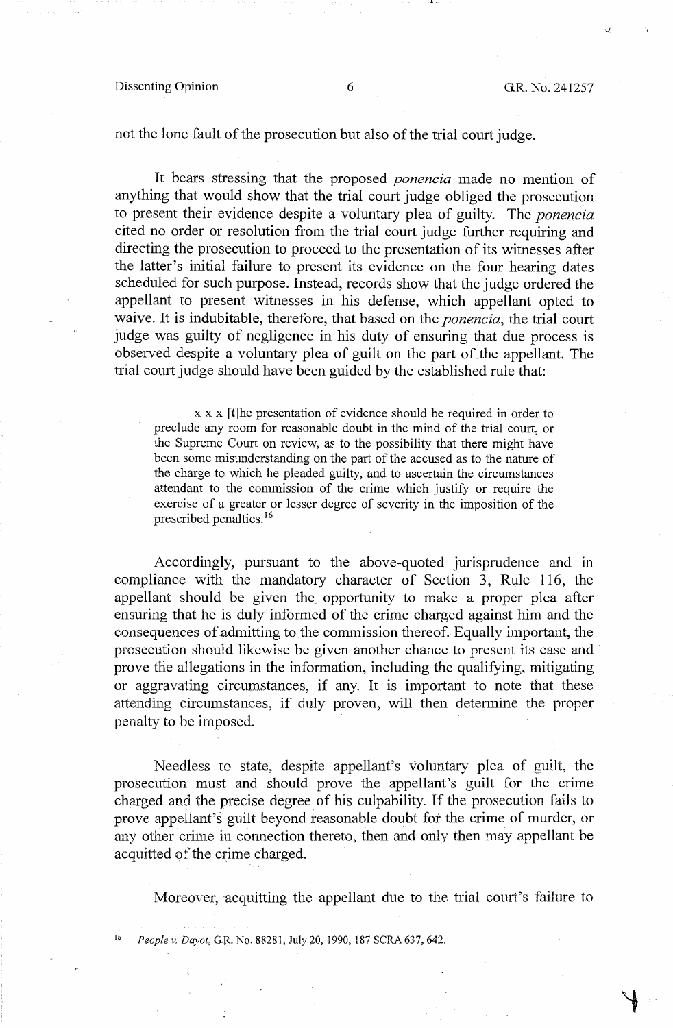not the lone fault of the prosecution but also of the trial court judge.

It bears stressing that the proposed *ponencia* made no mention of anything that would show that the trial court judge obliged the prosecution to present their evidence despite a voluntary plea of guilty. The *ponencia* cited no order or resolution from the trial court judge further requiring and directing the prosecution to proceed to the presentation of its witnesses after the latter's initial failure to present its evidence on the four hearing dates scheduled for such purpose. Instead, records show that the judge ordered the appellant to present witnesses in his defense, which appellant opted to waive. It is indubitable, therefore, that based on the *ponencia*, the trial court judge was guilty of negligence in his duty of ensuring that due process is observed despite a voluntary plea of guilt on the part of the appellant. The trial court judge should have been guided by the established rule that:

> x x x [t]he presentation of evidence should be required in order to preclude any room for reasonable doubt in the mind of the trial court, or the Supreme Court on review, as to the possibility that there might have been some misunderstanding on the part of the accused as to the nature of the charge to which he pleaded guilty, and to ascertain the circumstances attendant to the commission of the crime which justify or require the exercise of a greater or lesser degree of severity in the imposition of the prescribed penalties.[16]

Accordingly, pursuant to the above-quoted jurisprudence and in compliance with the mandatory character of Section 3, Rule 116, the appellant should be given the opportunity to make a proper plea after ensuring that he is duly informed of the crime charged against him and the consequences of admitting to the commission thereof. Equally important, the prosecution should likewise be given another chance to present its case and prove the allegations in the information, including the qualifying, mitigating or aggravating circumstances, if any. It is important to note that these attending circumstances, if duly proven, will then determine the proper penalty to be imposed.

Needless to state, despite appellant's voluntary plea of guilt, the prosecution must and should prove the appellant's guilt for the crime charged and the precise degree of his culpability. If the prosecution fails to prove appellant's guilt beyond reasonable doubt for the crime of murder, or any other crime in connection thereto, then and only then may appellant be acquitted of the crime charged.

Moreover, acquitting the appellant due to the trial court's failure to

---

[16] *People v. Dayot*, G.R. No. 88281, July 20, 1990, 187 SCRA 637, 642.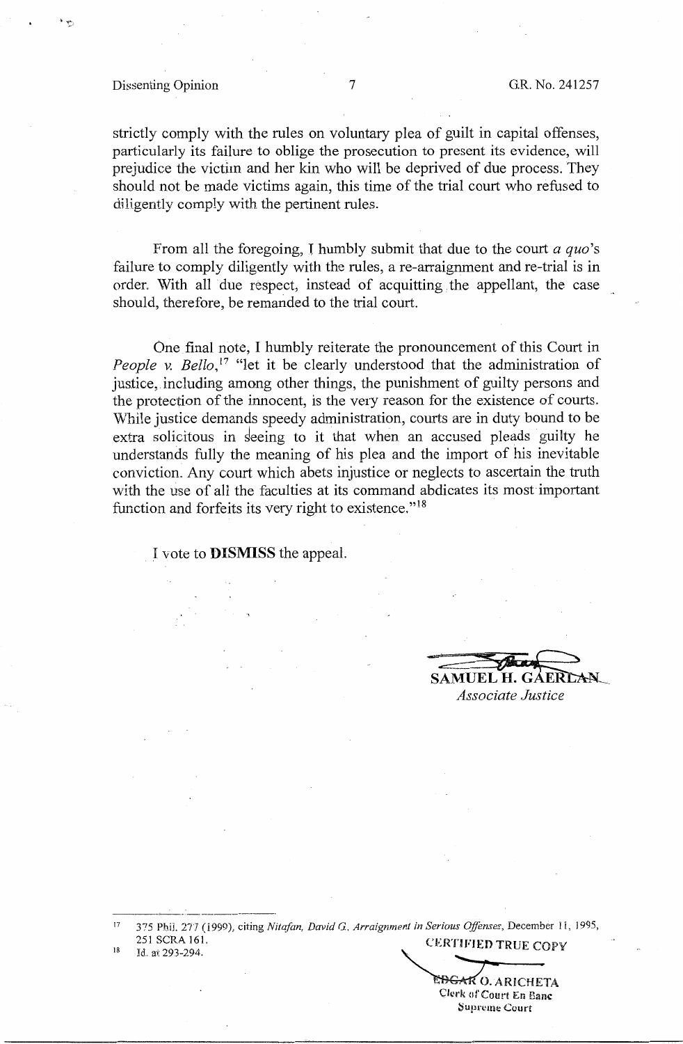strictly comply with the rules on voluntary plea of guilt in capital offenses, particularly its failure to oblige the prosecution to present its evidence, will prejudice the victim and her kin who will be deprived of due process. They should not be made victims again, this time of the trial court who refused to diligently comply with the pertinent rules.

From all the foregoing, I humbly submit that due to the court *a quo*'s failure to comply diligently with the rules, a re-arraignment and re-trial is in order. With all due respect, instead of acquitting the appellant, the case should, therefore, be remanded to the trial court.

One final note, I humbly reiterate the pronouncement of this Court in *People v. Bello*,[17] "let it be clearly understood that the administration of justice, including among other things, the punishment of guilty persons and the protection of the innocent, is the very reason for the existence of courts. While justice demands speedy administration, courts are in duty bound to be extra solicitous in seeing to it that when an accused pleads guilty he understands fully the meaning of his plea and the import of his inevitable conviction. Any court which abets injustice or neglects to ascertain the truth with the use of all the faculties at its command abdicates its most important function and forfeits its very right to existence."[18]

I vote to **DISMISS** the appeal.

**SAMUEL H. GAERLAN**
*Associate Justice*

---

[17] 375 Phil. 277 (1999), citing *Nitafan, David G., Arraignment in Serious Offenses*, December 11, 1995, 251 SCRA 161.

[18] Id. at 293-294.

CERTIFIED TRUE COPY

EDGAR O. ARICHETA
Clerk of Court En Banc
Supreme Court